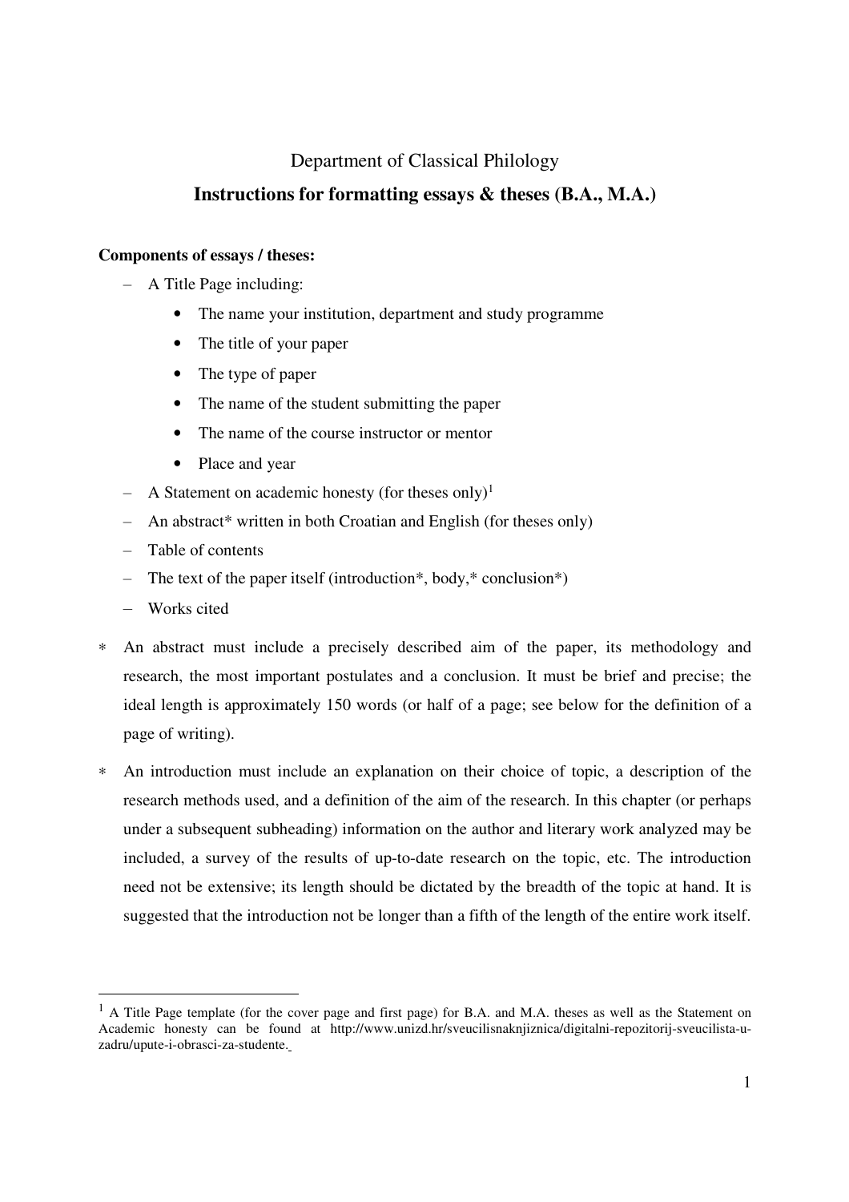Department of Classical Philology

# Instructions for formatting essays & theses (B.A., M.A.)

**Components of essays / theses:**

- A Title Page including:
  - The name your institution, department and study programme
  - The title of your paper
  - The type of paper
  - The name of the student submitting the paper
  - The name of the course instructor or mentor
  - Place and year
- A Statement on academic honesty (for theses only)[1]
- An abstract* written in both Croatian and English (for theses only)
- Table of contents
- The text of the paper itself (introduction*, body,* conclusion*)
- Works cited

* An abstract must include a precisely described aim of the paper, its methodology and research, the most important postulates and a conclusion. It must be brief and precise; the ideal length is approximately 150 words (or half of a page; see below for the definition of a page of writing).

* An introduction must include an explanation on their choice of topic, a description of the research methods used, and a definition of the aim of the research. In this chapter (or perhaps under a subsequent subheading) information on the author and literary work analyzed may be included, a survey of the results of up-to-date research on the topic, etc. The introduction need not be extensive; its length should be dictated by the breadth of the topic at hand. It is suggested that the introduction not be longer than a fifth of the length of the entire work itself.

---

[1] A Title Page template (for the cover page and first page) for B.A. and M.A. theses as well as the Statement on Academic honesty can be found at http://www.unizd.hr/sveucilisnaknjiznica/digitalni-repozitorij-sveucilista-u-zadru/upute-i-obrasci-za-studente.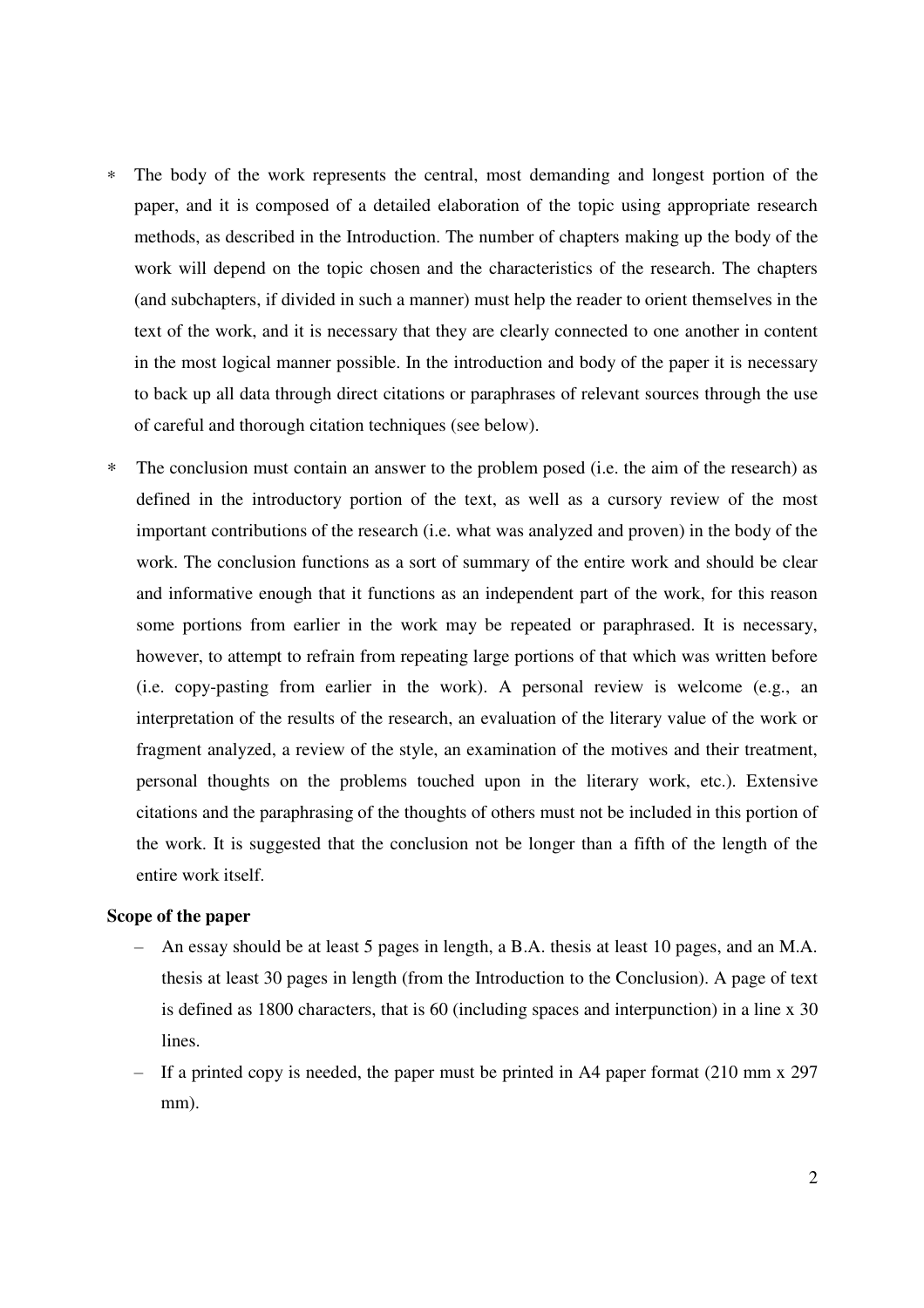* The body of the work represents the central, most demanding and longest portion of the paper, and it is composed of a detailed elaboration of the topic using appropriate research methods, as described in the Introduction. The number of chapters making up the body of the work will depend on the topic chosen and the characteristics of the research. The chapters (and subchapters, if divided in such a manner) must help the reader to orient themselves in the text of the work, and it is necessary that they are clearly connected to one another in content in the most logical manner possible. In the introduction and body of the paper it is necessary to back up all data through direct citations or paraphrases of relevant sources through the use of careful and thorough citation techniques (see below).

* The conclusion must contain an answer to the problem posed (i.e. the aim of the research) as defined in the introductory portion of the text, as well as a cursory review of the most important contributions of the research (i.e. what was analyzed and proven) in the body of the work. The conclusion functions as a sort of summary of the entire work and should be clear and informative enough that it functions as an independent part of the work, for this reason some portions from earlier in the work may be repeated or paraphrased. It is necessary, however, to attempt to refrain from repeating large portions of that which was written before (i.e. copy-pasting from earlier in the work). A personal review is welcome (e.g., an interpretation of the results of the research, an evaluation of the literary value of the work or fragment analyzed, a review of the style, an examination of the motives and their treatment, personal thoughts on the problems touched upon in the literary work, etc.). Extensive citations and the paraphrasing of the thoughts of others must not be included in this portion of the work. It is suggested that the conclusion not be longer than a fifth of the length of the entire work itself.

**Scope of the paper**

- An essay should be at least 5 pages in length, a B.A. thesis at least 10 pages, and an M.A. thesis at least 30 pages in length (from the Introduction to the Conclusion). A page of text is defined as 1800 characters, that is 60 (including spaces and interpunction) in a line x 30 lines.
- If a printed copy is needed, the paper must be printed in A4 paper format (210 mm x 297 mm).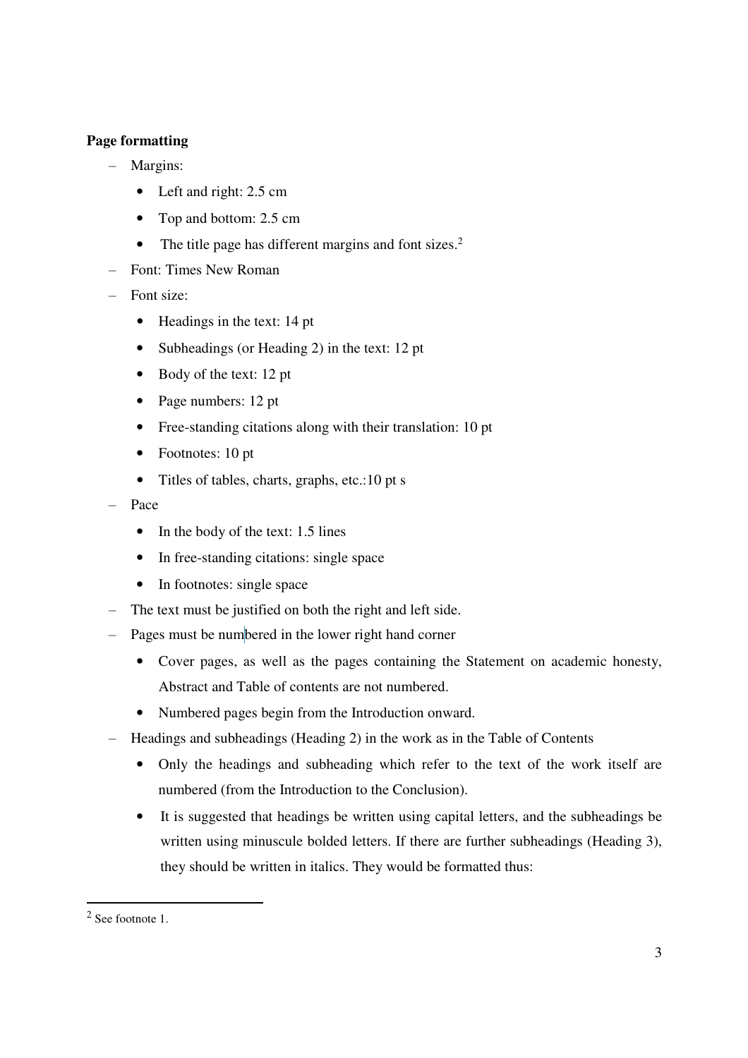**Page formatting**

- Margins:
  - Left and right: 2.5 cm
  - Top and bottom: 2.5 cm
  - The title page has different margins and font sizes.[2]
- Font: Times New Roman
- Font size:
  - Headings in the text: 14 pt
  - Subheadings (or Heading 2) in the text: 12 pt
  - Body of the text: 12 pt
  - Page numbers: 12 pt
  - Free-standing citations along with their translation: 10 pt
  - Footnotes: 10 pt
  - Titles of tables, charts, graphs, etc.:10 pt s
- Pace
  - In the body of the text: 1.5 lines
  - In free-standing citations: single space
  - In footnotes: single space
- The text must be justified on both the right and left side.
- Pages must be numbered in the lower right hand corner
  - Cover pages, as well as the pages containing the Statement on academic honesty, Abstract and Table of contents are not numbered.
  - Numbered pages begin from the Introduction onward.
- Headings and subheadings (Heading 2) in the work as in the Table of Contents
  - Only the headings and subheading which refer to the text of the work itself are numbered (from the Introduction to the Conclusion).
  - It is suggested that headings be written using capital letters, and the subheadings be written using minuscule bolded letters. If there are further subheadings (Heading 3), they should be written in italics. They would be formatted thus:

---

[2] See footnote 1.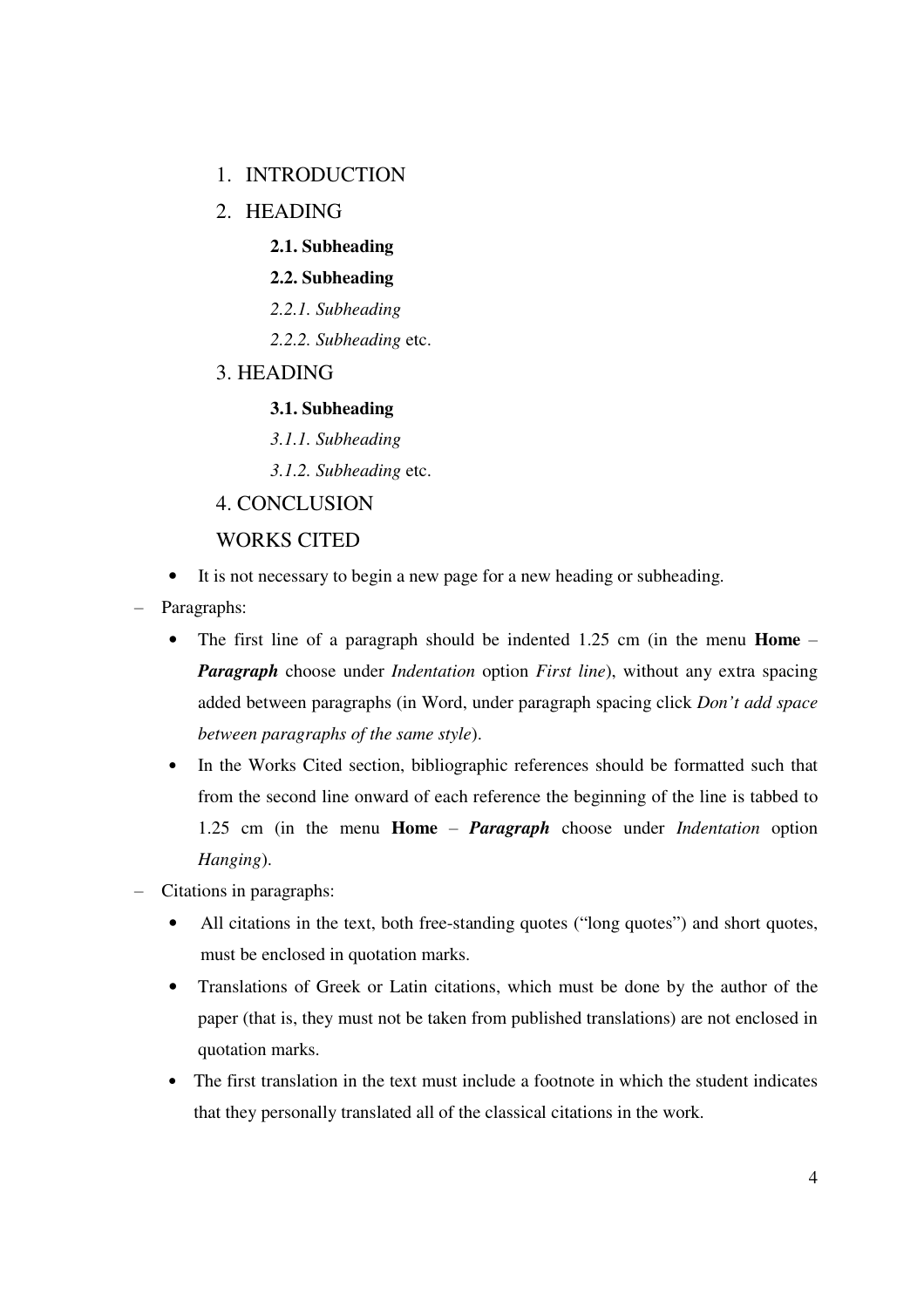1. INTRODUCTION
2. HEADING
    **2.1. Subheading**
    **2.2. Subheading**
    *2.2.1. Subheading*
    *2.2.2. Subheading* etc.
3. HEADING
    **3.1. Subheading**
    *3.1.1. Subheading*
    *3.1.2. Subheading* etc.
4. CONCLUSION

WORKS CITED

- It is not necessary to begin a new page for a new heading or subheading.

– Paragraphs:

- The first line of a paragraph should be indented 1.25 cm (in the menu **Home** – ***Paragraph*** choose under *Indentation* option *First line*), without any extra spacing added between paragraphs (in Word, under paragraph spacing click *Don't add space between paragraphs of the same style*).
- In the Works Cited section, bibliographic references should be formatted such that from the second line onward of each reference the beginning of the line is tabbed to 1.25 cm (in the menu **Home** – ***Paragraph*** choose under *Indentation* option *Hanging*).

– Citations in paragraphs:

- All citations in the text, both free-standing quotes ("long quotes") and short quotes, must be enclosed in quotation marks.
- Translations of Greek or Latin citations, which must be done by the author of the paper (that is, they must not be taken from published translations) are not enclosed in quotation marks.
- The first translation in the text must include a footnote in which the student indicates that they personally translated all of the classical citations in the work.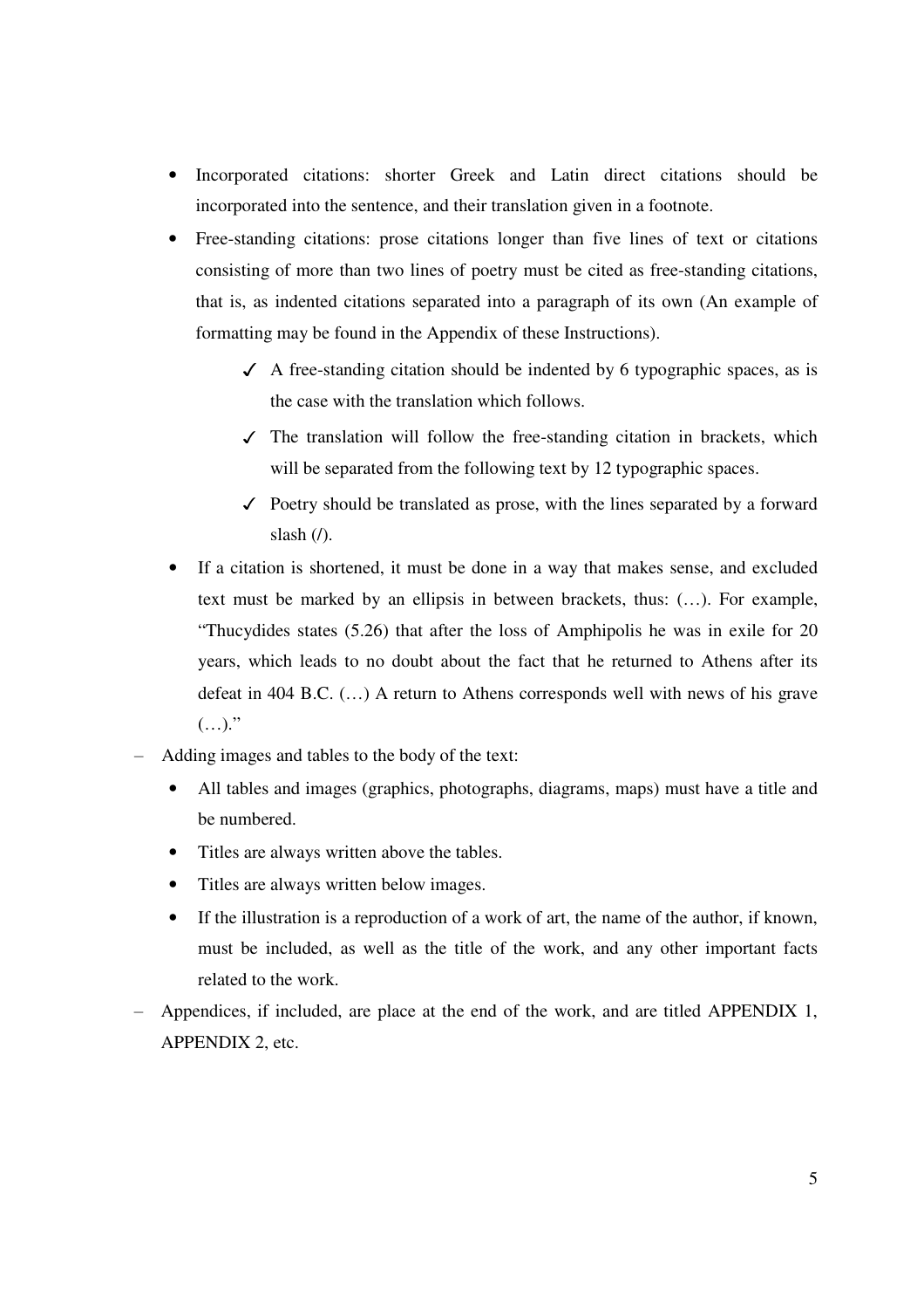- Incorporated citations: shorter Greek and Latin direct citations should be incorporated into the sentence, and their translation given in a footnote.
  - Free-standing citations: prose citations longer than five lines of text or citations consisting of more than two lines of poetry must be cited as free-standing citations, that is, as indented citations separated into a paragraph of its own (An example of formatting may be found in the Appendix of these Instructions).
    - ✓ A free-standing citation should be indented by 6 typographic spaces, as is the case with the translation which follows.
    - ✓ The translation will follow the free-standing citation in brackets, which will be separated from the following text by 12 typographic spaces.
    - ✓ Poetry should be translated as prose, with the lines separated by a forward slash (/).
  - If a citation is shortened, it must be done in a way that makes sense, and excluded text must be marked by an ellipsis in between brackets, thus: (…). For example, "Thucydides states (5.26) that after the loss of Amphipolis he was in exile for 20 years, which leads to no doubt about the fact that he returned to Athens after its defeat in 404 B.C. (…) A return to Athens corresponds well with news of his grave (…)."

- Adding images and tables to the body of the text:
  - All tables and images (graphics, photographs, diagrams, maps) must have a title and be numbered.
  - Titles are always written above the tables.
  - Titles are always written below images.
  - If the illustration is a reproduction of a work of art, the name of the author, if known, must be included, as well as the title of the work, and any other important facts related to the work.
- Appendices, if included, are place at the end of the work, and are titled APPENDIX 1, APPENDIX 2, etc.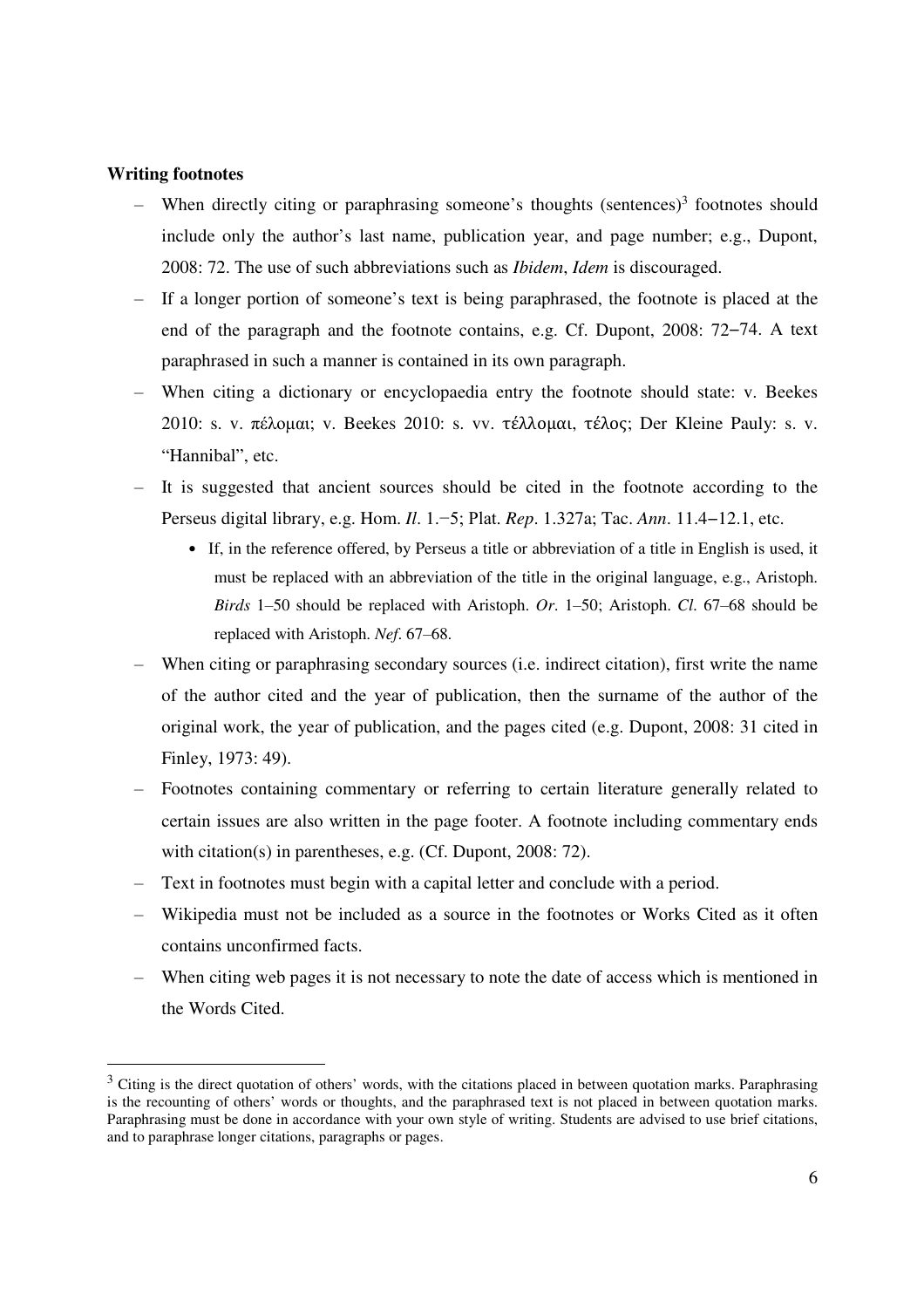**Writing footnotes**

- When directly citing or paraphrasing someone's thoughts (sentences)[3] footnotes should include only the author's last name, publication year, and page number; e.g., Dupont, 2008: 72. The use of such abbreviations such as *Ibidem*, *Idem* is discouraged.
- If a longer portion of someone's text is being paraphrased, the footnote is placed at the end of the paragraph and the footnote contains, e.g. Cf. Dupont, 2008: 72–74. A text paraphrased in such a manner is contained in its own paragraph.
- When citing a dictionary or encyclopaedia entry the footnote should state: v. Beekes 2010: s. v. πέλομαι; v. Beekes 2010: s. vv. τέλλομαι, τέλος; Der Kleine Pauly: s. v. "Hannibal", etc.
- It is suggested that ancient sources should be cited in the footnote according to the Perseus digital library, e.g. Hom. *Il*. 1.−5; Plat. *Rep*. 1.327a; Tac. *Ann*. 11.4–12.1, etc.
  - If, in the reference offered, by Perseus a title or abbreviation of a title in English is used, it must be replaced with an abbreviation of the title in the original language, e.g., Aristoph. *Birds* 1–50 should be replaced with Aristoph. *Or*. 1–50; Aristoph. *Cl*. 67–68 should be replaced with Aristoph. *Nef*. 67–68.
- When citing or paraphrasing secondary sources (i.e. indirect citation), first write the name of the author cited and the year of publication, then the surname of the author of the original work, the year of publication, and the pages cited (e.g. Dupont, 2008: 31 cited in Finley, 1973: 49).
- Footnotes containing commentary or referring to certain literature generally related to certain issues are also written in the page footer. A footnote including commentary ends with citation(s) in parentheses, e.g. (Cf. Dupont, 2008: 72).
- Text in footnotes must begin with a capital letter and conclude with a period.
- Wikipedia must not be included as a source in the footnotes or Works Cited as it often contains unconfirmed facts.
- When citing web pages it is not necessary to note the date of access which is mentioned in the Words Cited.

---

[3] Citing is the direct quotation of others' words, with the citations placed in between quotation marks. Paraphrasing is the recounting of others' words or thoughts, and the paraphrased text is not placed in between quotation marks. Paraphrasing must be done in accordance with your own style of writing. Students are advised to use brief citations, and to paraphrase longer citations, paragraphs or pages.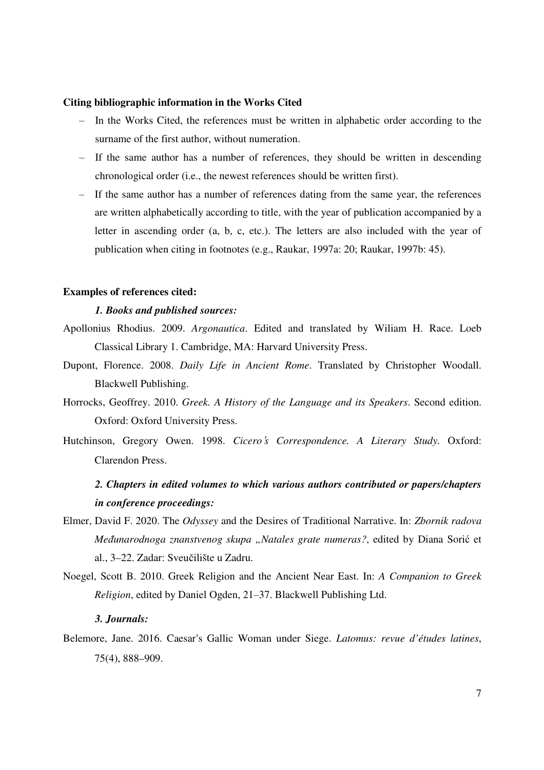**Citing bibliographic information in the Works Cited**

- In the Works Cited, the references must be written in alphabetic order according to the surname of the first author, without numeration.
- If the same author has a number of references, they should be written in descending chronological order (i.e., the newest references should be written first).
- If the same author has a number of references dating from the same year, the references are written alphabetically according to title, with the year of publication accompanied by a letter in ascending order (a, b, c, etc.). The letters are also included with the year of publication when citing in footnotes (e.g., Raukar, 1997a: 20; Raukar, 1997b: 45).

**Examples of references cited:**

***1. Books and published sources:***

Apollonius Rhodius. 2009. *Argonautica*. Edited and translated by Wiliam H. Race. Loeb Classical Library 1. Cambridge, MA: Harvard University Press.

Dupont, Florence. 2008. *Daily Life in Ancient Rome*. Translated by Christopher Woodall. Blackwell Publishing.

Horrocks, Geoffrey. 2010. *Greek. A History of the Language and its Speakers*. Second edition. Oxford: Oxford University Press.

Hutchinson, Gregory Owen. 1998. *Cicero's Correspondence. A Literary Study.* Oxford: Clarendon Press.

***2. Chapters in edited volumes to which various authors contributed or papers/chapters in conference proceedings:***

Elmer, David F. 2020. The *Odyssey* and the Desires of Traditional Narrative. In: *Zbornik radova Međunarodnoga znanstvenog skupa „Natales grate numeras?*, edited by Diana Sorić et al., 3–22. Zadar: Sveučilište u Zadru.

Noegel, Scott B. 2010. Greek Religion and the Ancient Near East. In: *A Companion to Greek Religion*, edited by Daniel Ogden, 21–37. Blackwell Publishing Ltd.

***3. Journals:***

Belemore, Jane. 2016. Caesar's Gallic Woman under Siege. *Latomus: revue d'études latines*, 75(4), 888–909.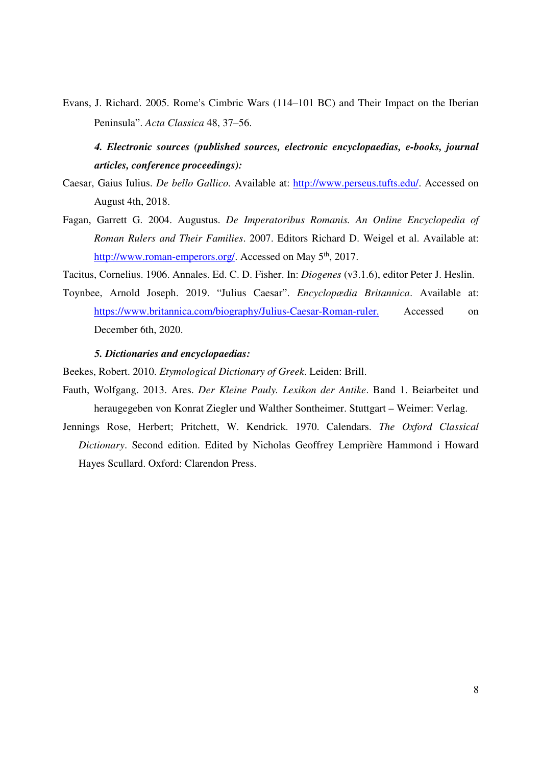Evans, J. Richard. 2005. Rome's Cimbric Wars (114–101 BC) and Their Impact on the Iberian Peninsula". *Acta Classica* 48, 37–56.

***4. Electronic sources (published sources, electronic encyclopaedias, e-books, journal articles, conference proceedings):***

Caesar, Gaius Iulius. *De bello Gallico.* Available at: http://www.perseus.tufts.edu/. Accessed on August 4th, 2018.

Fagan, Garrett G. 2004. Augustus. *De Imperatoribus Romanis. An Online Encyclopedia of Roman Rulers and Their Families*. 2007. Editors Richard D. Weigel et al. Available at: http://www.roman-emperors.org/. Accessed on May 5th, 2017.

Tacitus, Cornelius. 1906. Annales. Ed. C. D. Fisher. In: *Diogenes* (v3.1.6), editor Peter J. Heslin.

Toynbee, Arnold Joseph. 2019. "Julius Caesar". *Encyclopædia Britannica*. Available at: https://www.britannica.com/biography/Julius-Caesar-Roman-ruler. Accessed on December 6th, 2020.

***5. Dictionaries and encyclopaedias:***

Beekes, Robert. 2010. *Etymological Dictionary of Greek*. Leiden: Brill.

Fauth, Wolfgang. 2013. Ares. *Der Kleine Pauly. Lexikon der Antike*. Band 1. Beiarbeitet und heraugegeben von Konrat Ziegler und Walther Sontheimer. Stuttgart – Weimer: Verlag.

Jennings Rose, Herbert; Pritchett, W. Kendrick. 1970. Calendars. *The Oxford Classical Dictionary*. Second edition. Edited by Nicholas Geoffrey Lemprière Hammond i Howard Hayes Scullard. Oxford: Clarendon Press.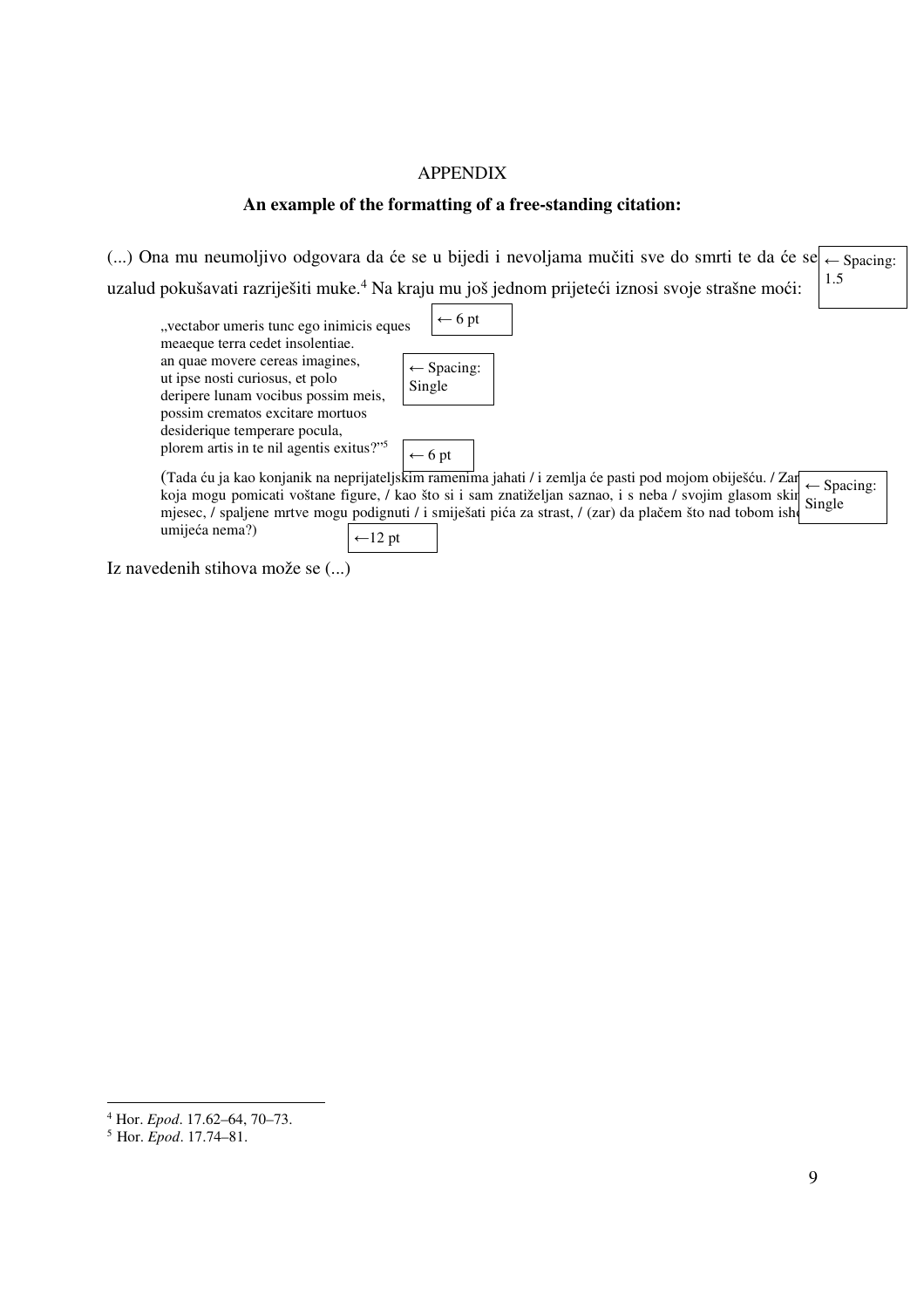APPENDIX

**An example of the formatting of a free-standing citation:**

(...) Ona mu neumoljivo odgovara da će se u bijedi i nevoljama mučiti sve do smrti te da će se uzalud pokušavati razriješiti muke.[4] Na kraju mu još jednom prijeteći iznosi svoje strašne moći:

← Spacing: 1.5

„vectabor umeris tunc ego inimicis eques  
meaeque terra cedet insolentiae.  
an quae movere cereas imagines,  
ut ipse nosti curiosus, et polo  
deripere lunam vocibus possim meis,  
possim crematos excitare mortuos  
desiderique temperare pocula,  
plorem artis in te nil agentis exitus?"[5]

← 6 pt

← Spacing: Single

← 6 pt

(Tada ću ja kao konjanik na neprijateljskim ramenima jahati / i zemlja će pasti pod mojom obiješću. / Zar koja mogu pomicati voštane figure, / kao što si i sam znatiželjan saznao, i s neba / svojim glasom skin mjesec, / spaljene mrtve mogu podignuti / i smiješati pića za strast, / (zar) da plačem što nad tobom ish umijeća nema?)

← Spacing: Single

←12 pt

Iz navedenih stihova može se (...)

[4] Hor. *Epod*. 17.62–64, 70–73.

[5] Hor. *Epod*. 17.74–81.